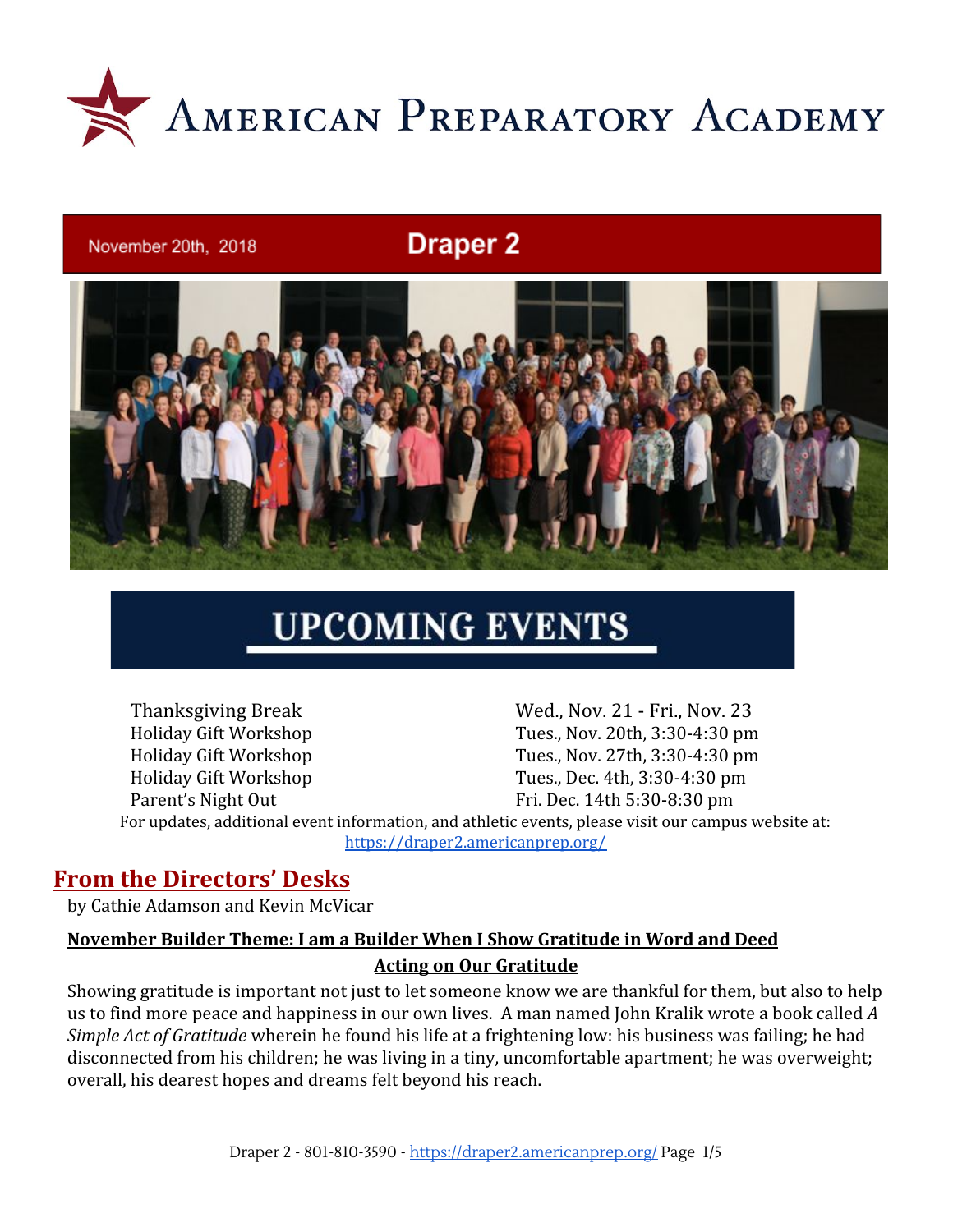# AMERICAN PREPARATORY ACADEMY

November 20th, 2018

## Draper 2

## UPCOMING EVENTS

| | |
|---|---|
| Thanksgiving Break | Wed., Nov. 21 - Fri., Nov. 23 |
| Holiday Gift Workshop | Tues., Nov. 20th, 3:30-4:30 pm |
| Holiday Gift Workshop | Tues., Nov. 27th, 3:30-4:30 pm |
| Holiday Gift Workshop | Tues., Dec. 4th, 3:30-4:30 pm |
| Parent's Night Out | Fri. Dec. 14th 5:30-8:30 pm |

For updates, additional event information, and athletic events, please visit our campus website at: https://draper2.americanprep.org/

## From the Directors' Desks

by Cathie Adamson and Kevin McVicar

**November Builder Theme: I am a Builder When I Show Gratitude in Word and Deed**

**Acting on Our Gratitude**

Showing gratitude is important not just to let someone know we are thankful for them, but also to help us to find more peace and happiness in our own lives. A man named John Kralik wrote a book called *A Simple Act of Gratitude* wherein he found his life at a frightening low: his business was failing; he had disconnected from his children; he was living in a tiny, uncomfortable apartment; he was overweight; overall, his dearest hopes and dreams felt beyond his reach.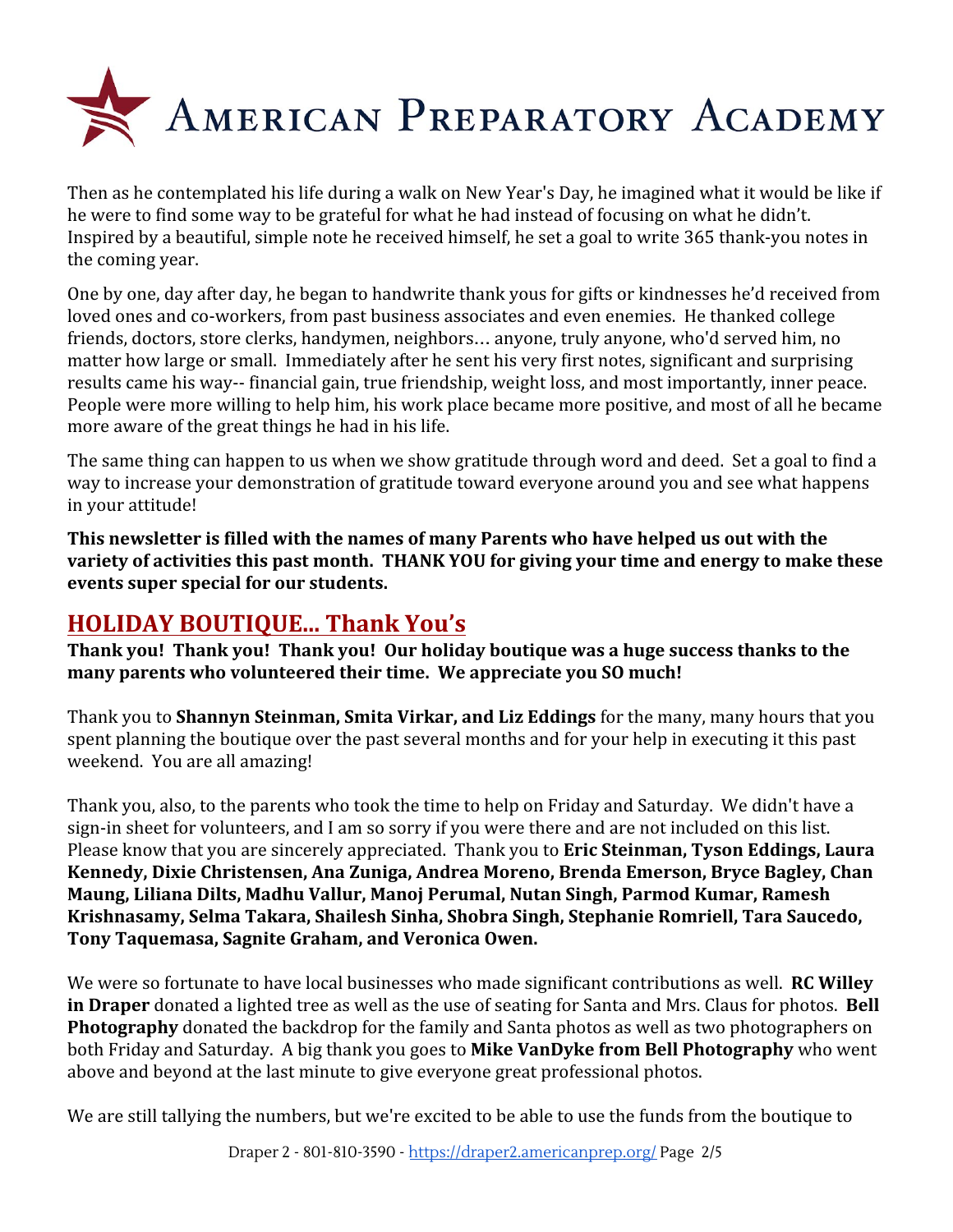Then as he contemplated his life during a walk on New Year's Day, he imagined what it would be like if he were to find some way to be grateful for what he had instead of focusing on what he didn't. Inspired by a beautiful, simple note he received himself, he set a goal to write 365 thank-you notes in the coming year.

One by one, day after day, he began to handwrite thank yous for gifts or kindnesses he'd received from loved ones and co-workers, from past business associates and even enemies. He thanked college friends, doctors, store clerks, handymen, neighbors… anyone, truly anyone, who'd served him, no matter how large or small. Immediately after he sent his very first notes, significant and surprising results came his way-- financial gain, true friendship, weight loss, and most importantly, inner peace. People were more willing to help him, his work place became more positive, and most of all he became more aware of the great things he had in his life.

The same thing can happen to us when we show gratitude through word and deed. Set a goal to find a way to increase your demonstration of gratitude toward everyone around you and see what happens in your attitude!

**This newsletter is filled with the names of many Parents who have helped us out with the variety of activities this past month. THANK YOU for giving your time and energy to make these events super special for our students.**

## HOLIDAY BOUTIQUE... Thank You's

**Thank you! Thank you! Thank you! Our holiday boutique was a huge success thanks to the many parents who volunteered their time. We appreciate you SO much!**

Thank you to **Shannyn Steinman, Smita Virkar, and Liz Eddings** for the many, many hours that you spent planning the boutique over the past several months and for your help in executing it this past weekend. You are all amazing!

Thank you, also, to the parents who took the time to help on Friday and Saturday. We didn't have a sign-in sheet for volunteers, and I am so sorry if you were there and are not included on this list. Please know that you are sincerely appreciated. Thank you to **Eric Steinman, Tyson Eddings, Laura Kennedy, Dixie Christensen, Ana Zuniga, Andrea Moreno, Brenda Emerson, Bryce Bagley, Chan Maung, Liliana Dilts, Madhu Vallur, Manoj Perumal, Nutan Singh, Parmod Kumar, Ramesh Krishnasamy, Selma Takara, Shailesh Sinha, Shobra Singh, Stephanie Romriell, Tara Saucedo, Tony Taquemasa, Sagnite Graham, and Veronica Owen.**

We were so fortunate to have local businesses who made significant contributions as well. **RC Willey in Draper** donated a lighted tree as well as the use of seating for Santa and Mrs. Claus for photos. **Bell Photography** donated the backdrop for the family and Santa photos as well as two photographers on both Friday and Saturday. A big thank you goes to **Mike VanDyke from Bell Photography** who went above and beyond at the last minute to give everyone great professional photos.

We are still tallying the numbers, but we're excited to be able to use the funds from the boutique to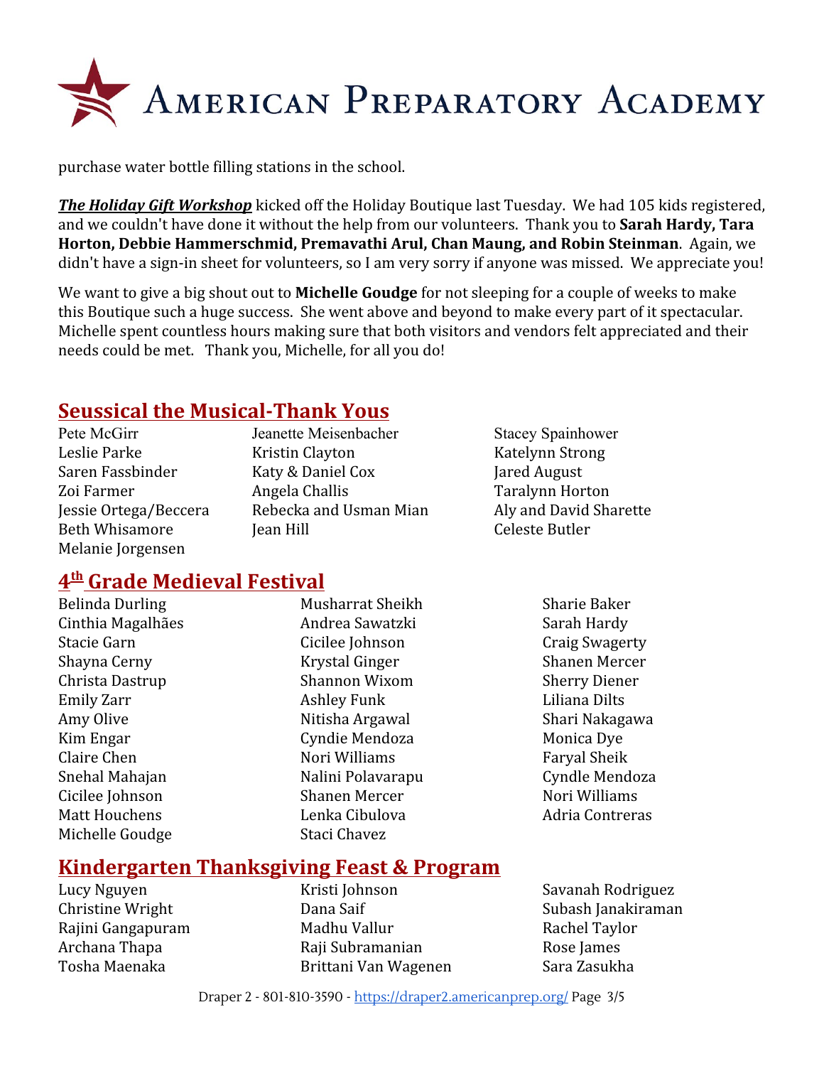purchase water bottle filling stations in the school.

***The Holiday Gift Workshop*** kicked off the Holiday Boutique last Tuesday. We had 105 kids registered, and we couldn't have done it without the help from our volunteers. Thank you to **Sarah Hardy, Tara Horton, Debbie Hammerschmid, Premavathi Arul, Chan Maung, and Robin Steinman**. Again, we didn't have a sign-in sheet for volunteers, so I am very sorry if anyone was missed. We appreciate you!

We want to give a big shout out to **Michelle Goudge** for not sleeping for a couple of weeks to make this Boutique such a huge success. She went above and beyond to make every part of it spectacular. Michelle spent countless hours making sure that both visitors and vendors felt appreciated and their needs could be met. Thank you, Michelle, for all you do!

## Seussical the Musical-Thank Yous

Pete McGirr
Leslie Parke
Saren Fassbinder
Zoi Farmer
Jessie Ortega/Beccera
Beth Whisamore
Melanie Jorgensen
Jeanette Meisenbacher
Kristin Clayton
Katy & Daniel Cox
Angela Challis
Rebecka and Usman Mian
Jean Hill
Stacey Spainhower
Katelynn Strong
Jared August
Taralynn Horton
Aly and David Sharette
Celeste Butler

## 4th Grade Medieval Festival

Belinda Durling
Cinthia Magalhães
Stacie Garn
Shayna Cerny
Christa Dastrup
Emily Zarr
Amy Olive
Kim Engar
Claire Chen
Snehal Mahajan
Cicilee Johnson
Matt Houchens
Michelle Goudge
Musharrat Sheikh
Andrea Sawatzki
Cicilee Johnson
Krystal Ginger
Shannon Wixom
Ashley Funk
Nitisha Argawal
Cyndie Mendoza
Nori Williams
Nalini Polavarapu
Shanen Mercer
Lenka Cibulova
Staci Chavez
Sharie Baker
Sarah Hardy
Craig Swagerty
Shanen Mercer
Sherry Diener
Liliana Dilts
Shari Nakagawa
Monica Dye
Faryal Sheik
Cyndle Mendoza
Nori Williams
Adria Contreras

## Kindergarten Thanksgiving Feast & Program

Lucy Nguyen
Christine Wright
Rajini Gangapuram
Archana Thapa
Tosha Maenaka
Kristi Johnson
Dana Saif
Madhu Vallur
Raji Subramanian
Brittani Van Wagenen
Savanah Rodriguez
Subash Janakiraman
Rachel Taylor
Rose James
Sara Zasukha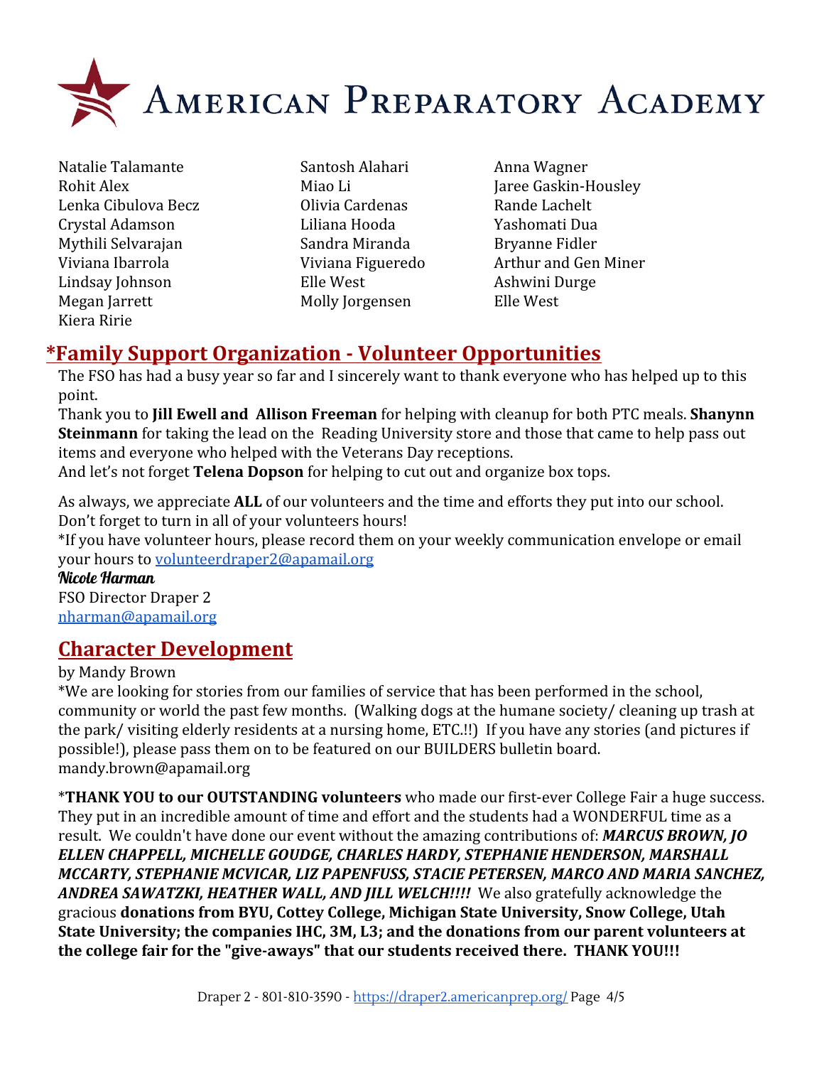# American Preparatory Academy

Natalie Talamante
Rohit Alex
Lenka Cibulova Becz
Crystal Adamson
Mythili Selvarajan
Viviana Ibarrola
Lindsay Johnson
Megan Jarrett
Kiera Ririe
Santosh Alahari
Miao Li
Olivia Cardenas
Liliana Hooda
Sandra Miranda
Viviana Figueredo
Elle West
Molly Jorgensen
Anna Wagner
Jaree Gaskin-Housley
Rande Lachelt
Yashomati Dua
Bryanne Fidler
Arthur and Gen Miner
Ashwini Durge
Elle West

## *Family Support Organization - Volunteer Opportunities

The FSO has had a busy year so far and I sincerely want to thank everyone who has helped up to this point.

Thank you to **Jill Ewell and Allison Freeman** for helping with cleanup for both PTC meals. **Shanynn Steinmann** for taking the lead on the Reading University store and those that came to help pass out items and everyone who helped with the Veterans Day receptions.

And let's not forget **Telena Dopson** for helping to cut out and organize box tops.

As always, we appreciate **ALL** of our volunteers and the time and efforts they put into our school. Don't forget to turn in all of your volunteers hours!

*If you have volunteer hours, please record them on your weekly communication envelope or email your hours to volunteerdraper2@apamail.org

*Nicole Harman*
FSO Director Draper 2
nharman@apamail.org

## Character Development

by Mandy Brown

*We are looking for stories from our families of service that has been performed in the school, community or world the past few months. (Walking dogs at the humane society/ cleaning up trash at the park/ visiting elderly residents at a nursing home, ETC.!!) If you have any stories (and pictures if possible!), please pass them on to be featured on our BUILDERS bulletin board. mandy.brown@apamail.org

***THANK YOU to our OUTSTANDING volunteers** who made our first-ever College Fair a huge success. They put in an incredible amount of time and effort and the students had a WONDERFUL time as a result. We couldn't have done our event without the amazing contributions of: ***MARCUS BROWN, JO ELLEN CHAPPELL, MICHELLE GOUDGE, CHARLES HARDY, STEPHANIE HENDERSON, MARSHALL MCCARTY, STEPHANIE MCVICAR, LIZ PAPENFUSS, STACIE PETERSEN, MARCO AND MARIA SANCHEZ, ANDREA SAWATZKI, HEATHER WALL, AND JILL WELCH!!!!*** We also gratefully acknowledge the gracious **donations from BYU, Cottey College, Michigan State University, Snow College, Utah State University; the companies IHC, 3M, L3; and the donations from our parent volunteers at the college fair for the "give-aways" that our students received there. THANK YOU!!!**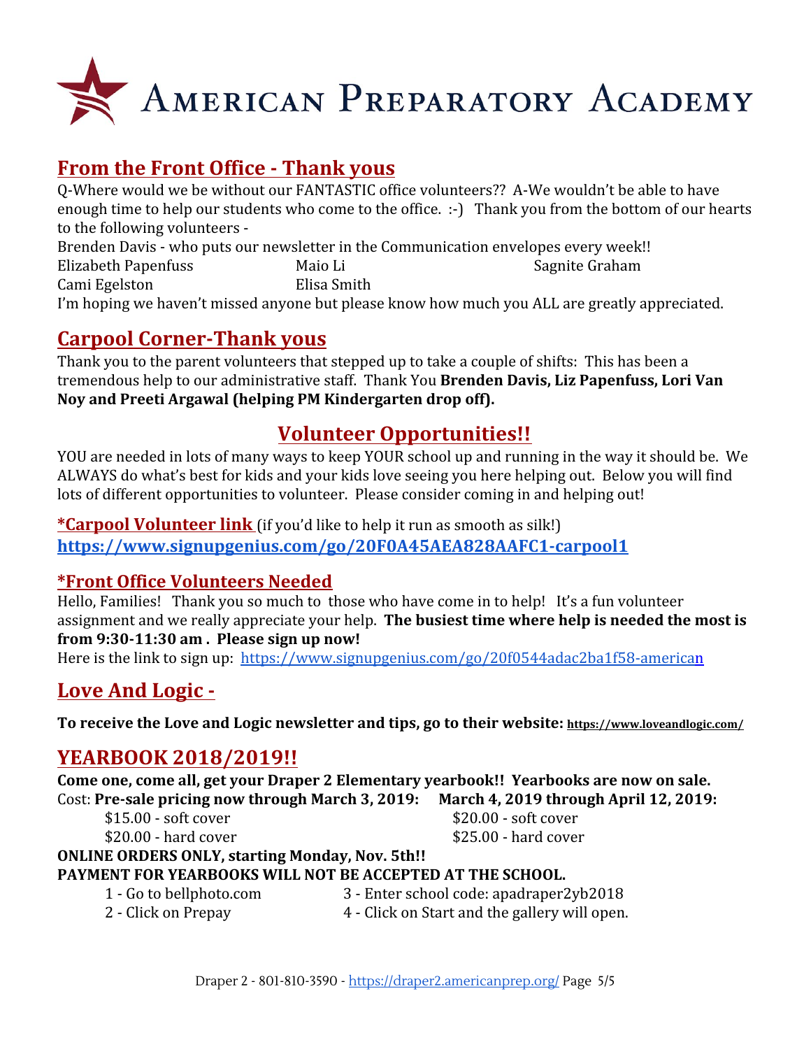# American Preparatory Academy

## From the Front Office - Thank yous

Q-Where would we be without our FANTASTIC office volunteers?? A-We wouldn't be able to have enough time to help our students who come to the office. :-) Thank you from the bottom of our hearts to the following volunteers -

Brenden Davis - who puts our newsletter in the Communication envelopes every week!!

| | | |
|---|---|---|
| Elizabeth Papenfuss | Maio Li | Sagnite Graham |
| Cami Egelston | Elisa Smith | |

I'm hoping we haven't missed anyone but please know how much you ALL are greatly appreciated.

## Carpool Corner-Thank yous

Thank you to the parent volunteers that stepped up to take a couple of shifts: This has been a tremendous help to our administrative staff. Thank You **Brenden Davis, Liz Papenfuss, Lori Van Noy and Preeti Argawal (helping PM Kindergarten drop off).**

## Volunteer Opportunities!!

YOU are needed in lots of many ways to keep YOUR school up and running in the way it should be. We ALWAYS do what's best for kids and your kids love seeing you here helping out. Below you will find lots of different opportunities to volunteer. Please consider coming in and helping out!

**\*Carpool Volunteer link** (if you'd like to help it run as smooth as silk!)
**https://www.signupgenius.com/go/20F0A45AEA828AAFC1-carpool1**

### *Front Office Volunteers Needed

Hello, Families! Thank you so much to those who have come in to help! It's a fun volunteer assignment and we really appreciate your help. **The busiest time where help is needed the most is from 9:30-11:30 am . Please sign up now!**

Here is the link to sign up: https://www.signupgenius.com/go/20f0544adac2ba1f58-american

## Love And Logic -

**To receive the Love and Logic newsletter and tips, go to their website: https://www.loveandlogic.com/**

## YEARBOOK 2018/2019!!

**Come one, come all, get your Draper 2 Elementary yearbook!! Yearbooks are now on sale.**

| Cost: **Pre-sale pricing now through March 3, 2019:** | **March 4, 2019 through April 12, 2019:** |
|---|---|
| $15.00 - soft cover | $20.00 - soft cover |
| $20.00 - hard cover | $25.00 - hard cover |

**ONLINE ORDERS ONLY, starting Monday, Nov. 5th!!**
**PAYMENT FOR YEARBOOKS WILL NOT BE ACCEPTED AT THE SCHOOL.**

1 - Go to bellphoto.com
2 - Click on Prepay
3 - Enter school code: apadraper2yb2018
4 - Click on Start and the gallery will open.

Draper 2 - 801-810-3590 - https://draper2.americanprep.org/